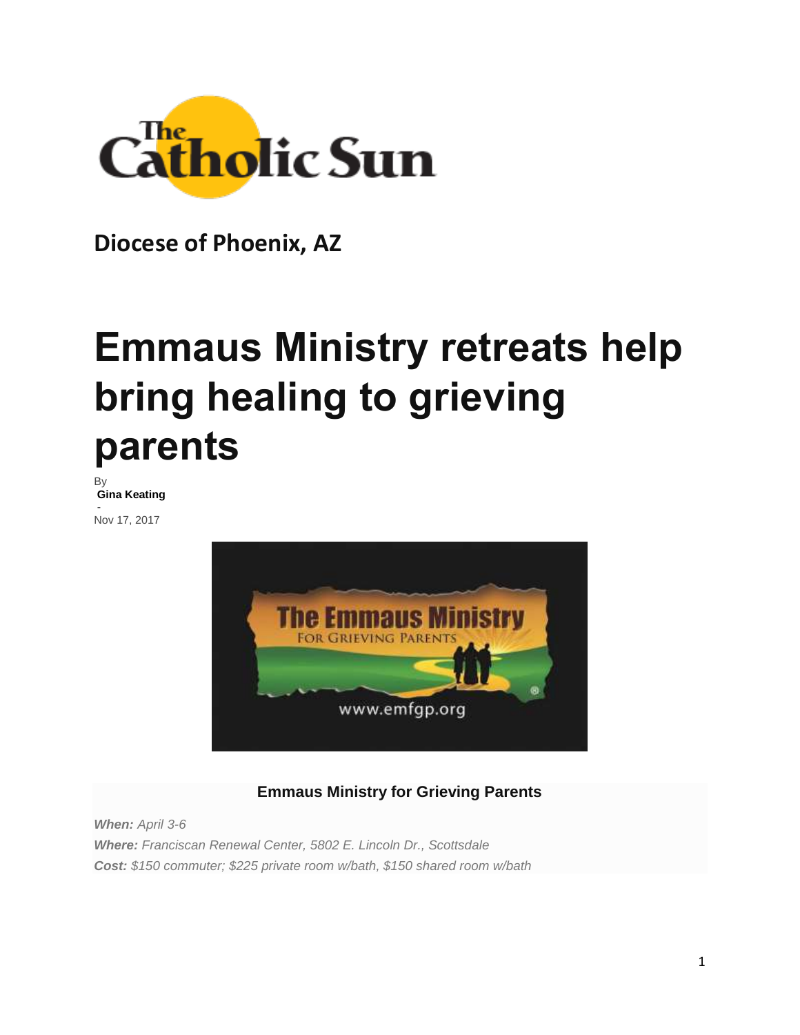The Catholic Sun

**Diocese of Phoenix, AZ**

# Emmaus Ministry retreats help bring healing to grieving parents

By
**Gina Keating**
-
Nov 17, 2017

**Emmaus Ministry for Grieving Parents**

***When:*** *April 3-6*
***Where:*** *Franciscan Renewal Center, 5802 E. Lincoln Dr., Scottsdale*
***Cost:*** *$150 commuter; $225 private room w/bath, $150 shared room w/bath*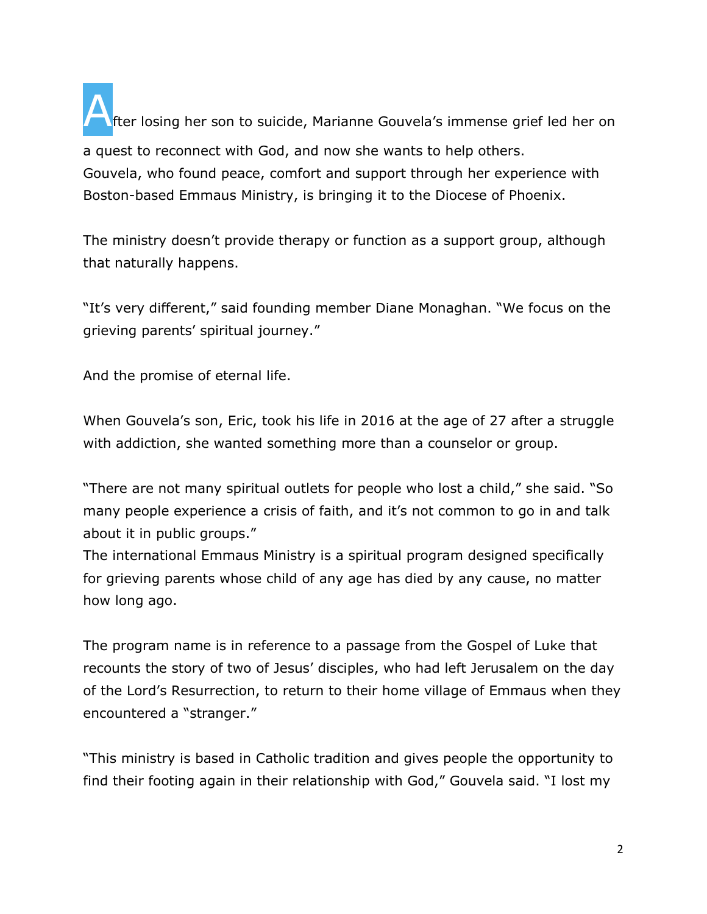After losing her son to suicide, Marianne Gouvela's immense grief led her on a quest to reconnect with God, and now she wants to help others.
Gouvela, who found peace, comfort and support through her experience with Boston-based Emmaus Ministry, is bringing it to the Diocese of Phoenix.

The ministry doesn't provide therapy or function as a support group, although that naturally happens.

"It's very different," said founding member Diane Monaghan. "We focus on the grieving parents' spiritual journey."

And the promise of eternal life.

When Gouvela's son, Eric, took his life in 2016 at the age of 27 after a struggle with addiction, she wanted something more than a counselor or group.

"There are not many spiritual outlets for people who lost a child," she said. "So many people experience a crisis of faith, and it's not common to go in and talk about it in public groups."
The international Emmaus Ministry is a spiritual program designed specifically for grieving parents whose child of any age has died by any cause, no matter how long ago.

The program name is in reference to a passage from the Gospel of Luke that recounts the story of two of Jesus' disciples, who had left Jerusalem on the day of the Lord's Resurrection, to return to their home village of Emmaus when they encountered a "stranger."

"This ministry is based in Catholic tradition and gives people the opportunity to find their footing again in their relationship with God," Gouvela said. "I lost my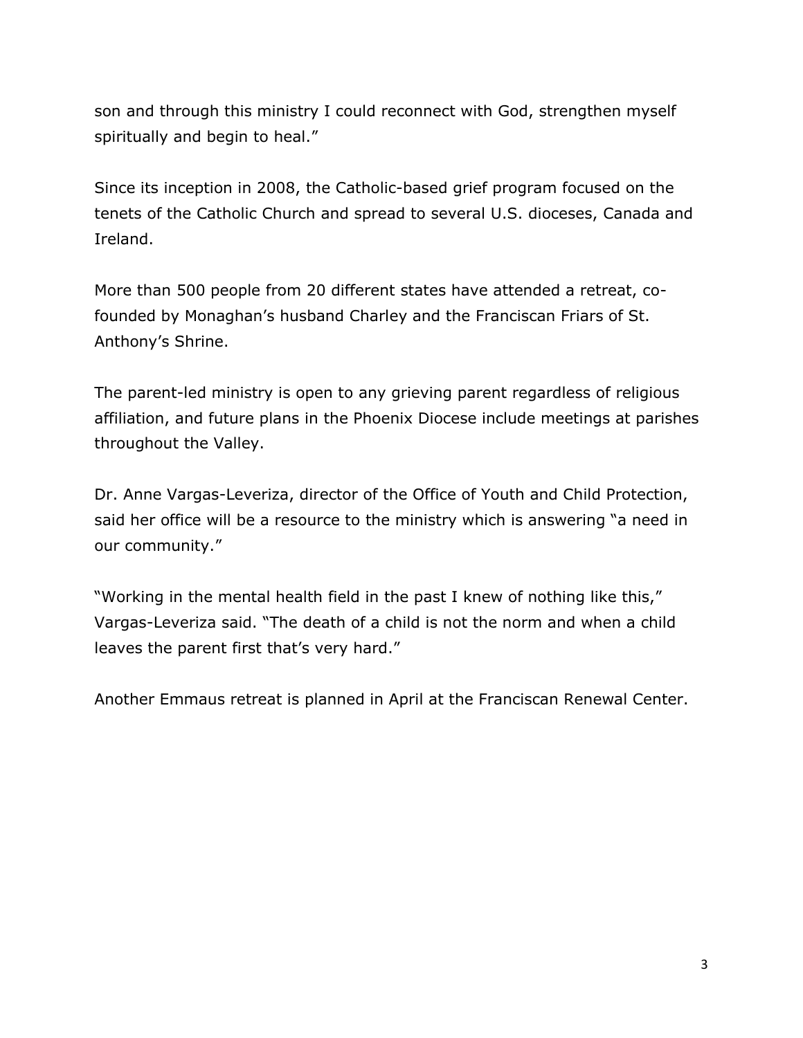son and through this ministry I could reconnect with God, strengthen myself spiritually and begin to heal."

Since its inception in 2008, the Catholic-based grief program focused on the tenets of the Catholic Church and spread to several U.S. dioceses, Canada and Ireland.

More than 500 people from 20 different states have attended a retreat, co-founded by Monaghan's husband Charley and the Franciscan Friars of St. Anthony's Shrine.

The parent-led ministry is open to any grieving parent regardless of religious affiliation, and future plans in the Phoenix Diocese include meetings at parishes throughout the Valley.

Dr. Anne Vargas-Leveriza, director of the Office of Youth and Child Protection, said her office will be a resource to the ministry which is answering "a need in our community."

"Working in the mental health field in the past I knew of nothing like this," Vargas-Leveriza said. "The death of a child is not the norm and when a child leaves the parent first that's very hard."

Another Emmaus retreat is planned in April at the Franciscan Renewal Center.